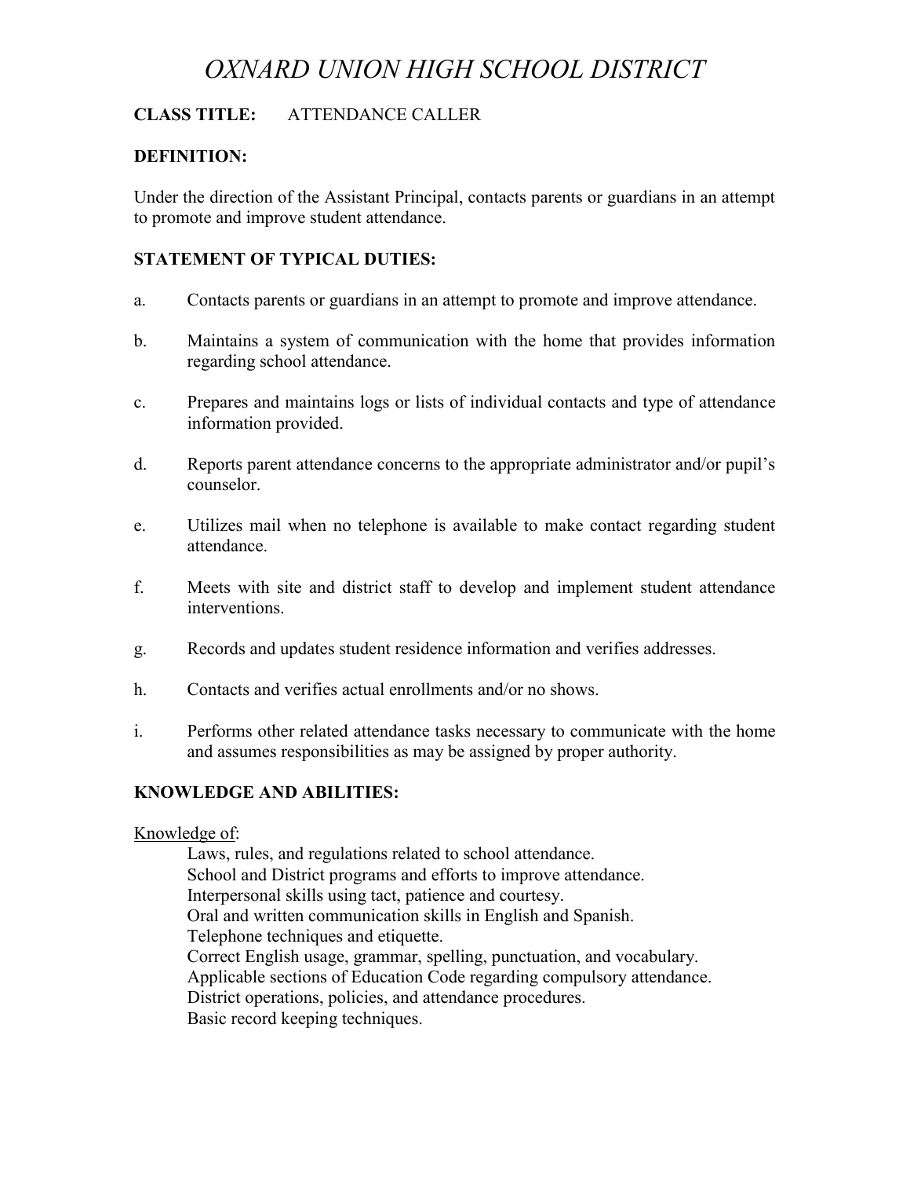# *OXNARD UNION HIGH SCHOOL DISTRICT*

**CLASS TITLE:** ATTENDANCE CALLER

**DEFINITION:**

Under the direction of the Assistant Principal, contacts parents or guardians in an attempt to promote and improve student attendance.

**STATEMENT OF TYPICAL DUTIES:**

a. Contacts parents or guardians in an attempt to promote and improve attendance.

b. Maintains a system of communication with the home that provides information regarding school attendance.

c. Prepares and maintains logs or lists of individual contacts and type of attendance information provided.

d. Reports parent attendance concerns to the appropriate administrator and/or pupil's counselor.

e. Utilizes mail when no telephone is available to make contact regarding student attendance.

f. Meets with site and district staff to develop and implement student attendance interventions.

g. Records and updates student residence information and verifies addresses.

h. Contacts and verifies actual enrollments and/or no shows.

i. Performs other related attendance tasks necessary to communicate with the home and assumes responsibilities as may be assigned by proper authority.

**KNOWLEDGE AND ABILITIES:**

<u>Knowledge of</u>:

Laws, rules, and regulations related to school attendance.
School and District programs and efforts to improve attendance.
Interpersonal skills using tact, patience and courtesy.
Oral and written communication skills in English and Spanish.
Telephone techniques and etiquette.
Correct English usage, grammar, spelling, punctuation, and vocabulary.
Applicable sections of Education Code regarding compulsory attendance.
District operations, policies, and attendance procedures.
Basic record keeping techniques.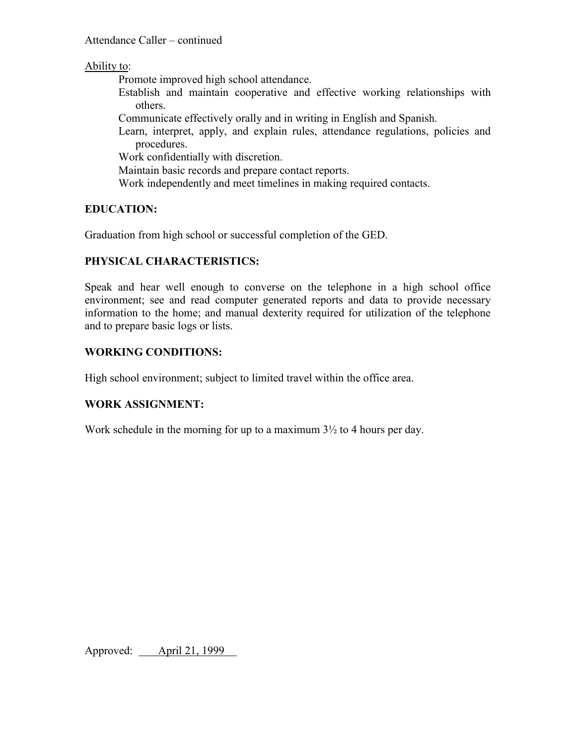Attendance Caller – continued

Ability to:

- Promote improved high school attendance.
- Establish and maintain cooperative and effective working relationships with others.
- Communicate effectively orally and in writing in English and Spanish.
- Learn, interpret, apply, and explain rules, attendance regulations, policies and procedures.
- Work confidentially with discretion.
- Maintain basic records and prepare contact reports.
- Work independently and meet timelines in making required contacts.

## EDUCATION:

Graduation from high school or successful completion of the GED.

## PHYSICAL CHARACTERISTICS:

Speak and hear well enough to converse on the telephone in a high school office environment; see and read computer generated reports and data to provide necessary information to the home; and manual dexterity required for utilization of the telephone and to prepare basic logs or lists.

## WORKING CONDITIONS:

High school environment; subject to limited travel within the office area.

## WORK ASSIGNMENT:

Work schedule in the morning for up to a maximum 3½ to 4 hours per day.

Approved: April 21, 1999